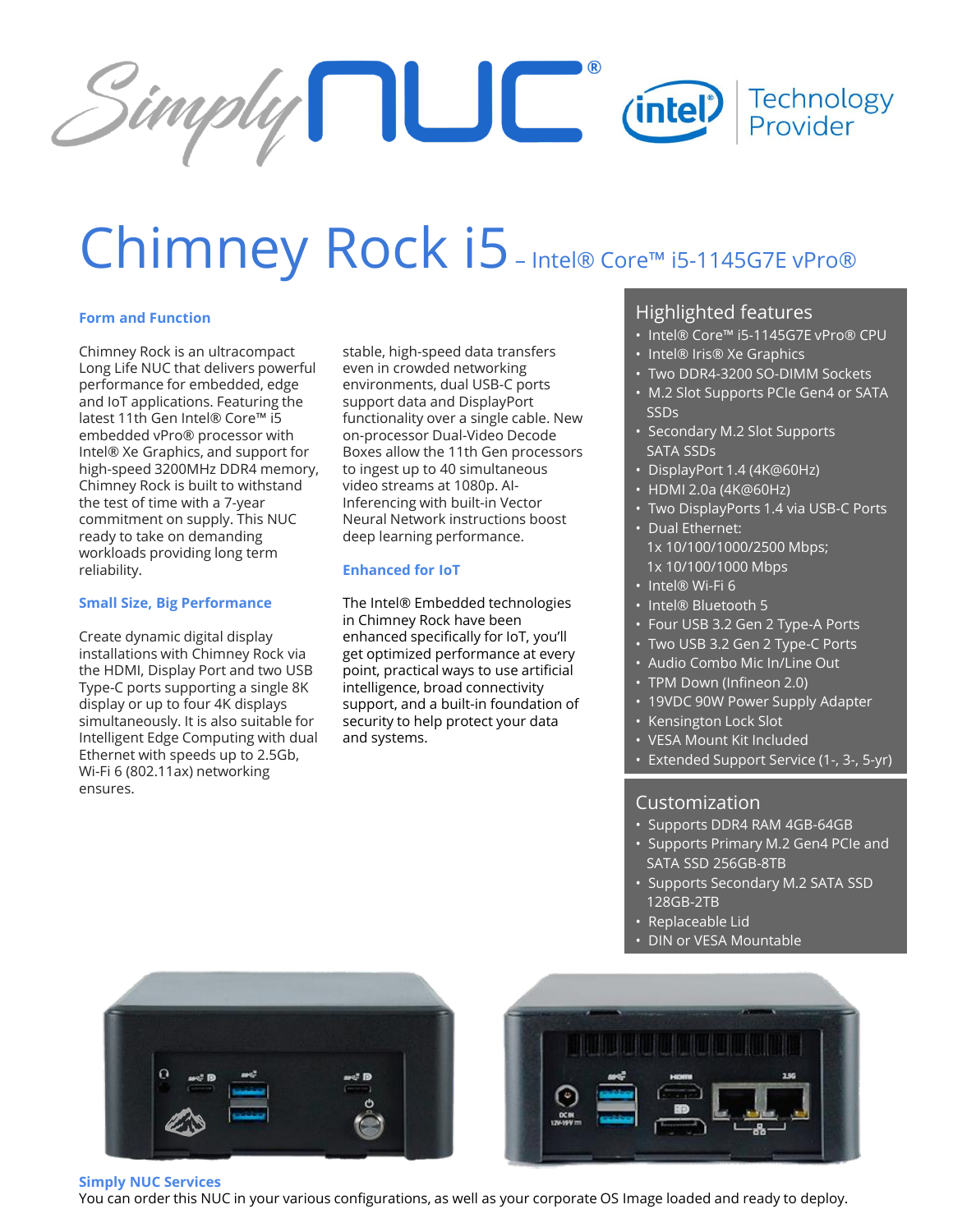# Chimney Rock i5 – Intel® Core™ i5-1145G7E vPro®

### Form and Function

Chimney Rock is an ultracompact Long Life NUC that delivers powerful performance for embedded, edge and IoT applications. Featuring the latest 11th Gen Intel® Core™ i5 embedded vPro® processor with Intel® Xe Graphics, and support for high-speed 3200MHz DDR4 memory, Chimney Rock is built to withstand the test of time with a 7-year commitment on supply. This NUC ready to take on demanding workloads providing long term reliability.

### Small Size, Big Performance

Create dynamic digital display installations with Chimney Rock via the HDMI, Display Port and two USB Type-C ports supporting a single 8K display or up to four 4K displays simultaneously. It is also suitable for Intelligent Edge Computing with dual Ethernet with speeds up to 2.5Gb, Wi-Fi 6 (802.11ax) networking ensures stable, high-speed data transfers even in crowded networking environments, dual USB-C ports support data and DisplayPort functionality over a single cable. New on-processor Dual-Video Decode Boxes allow the 11th Gen processors to ingest up to 40 simultaneous video streams at 1080p. AI-Inferencing with built-in Vector Neural Network instructions boost deep learning performance.

### Enhanced for IoT

The Intel® Embedded technologies in Chimney Rock have been enhanced specifically for IoT, you'll get optimized performance at every point, practical ways to use artificial intelligence, broad connectivity support, and a built-in foundation of security to help protect your data and systems.

## Highlighted features

- Intel® Core™ i5-1145G7E vPro® CPU
- Intel® Iris® Xe Graphics
- Two DDR4-3200 SO-DIMM Sockets
- M.2 Slot Supports PCIe Gen4 or SATA SSDs
- Secondary M.2 Slot Supports SATA SSDs
- DisplayPort 1.4 (4K@60Hz)
- HDMI 2.0a (4K@60Hz)
- Two DisplayPorts 1.4 via USB-C Ports
- Dual Ethernet: 1x 10/100/1000/2500 Mbps; 1x 10/100/1000 Mbps
- Intel® Wi-Fi 6
- Intel® Bluetooth 5
- Four USB 3.2 Gen 2 Type-A Ports
- Two USB 3.2 Gen 2 Type-C Ports
- Audio Combo Mic In/Line Out
- TPM Down (Infineon 2.0)
- 19VDC 90W Power Supply Adapter
- Kensington Lock Slot
- VESA Mount Kit Included
- Extended Support Service (1-, 3-, 5-yr)

## Customization

- Supports DDR4 RAM 4GB-64GB
- Supports Primary M.2 Gen4 PCIe and SATA SSD 256GB-8TB
- Supports Secondary M.2 SATA SSD 128GB-2TB
- Replaceable Lid
- DIN or VESA Mountable

### Simply NUC Services

You can order this NUC in your various configurations, as well as your corporate OS Image loaded and ready to deploy.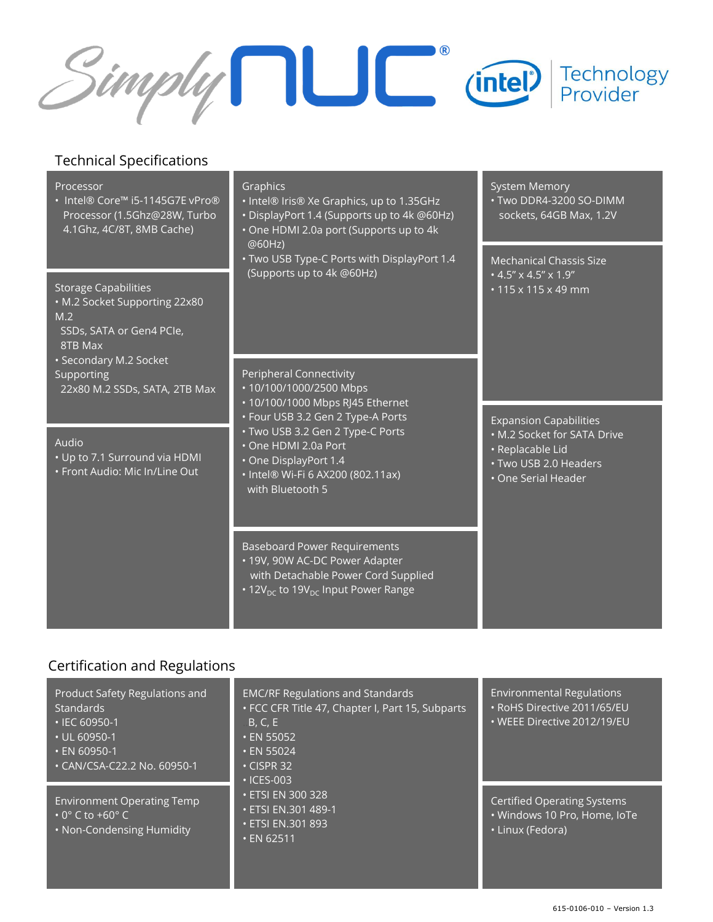Simply NUC® intel® Technology Provider

## Technical Specifications

### Processor
- Intel® Core™ i5-1145G7E vPro® Processor (1.5Ghz@28W, Turbo 4.1Ghz, 4C/8T, 8MB Cache)

### Storage Capabilities
- M.2 Socket Supporting 22x80 M.2 SSDs, SATA or Gen4 PCIe, 8TB Max
- Secondary M.2 Socket Supporting 22x80 M.2 SSDs, SATA, 2TB Max

### Audio
- Up to 7.1 Surround via HDMI
- Front Audio: Mic In/Line Out

### Graphics
- Intel® Iris® Xe Graphics, up to 1.35GHz
- DisplayPort 1.4 (Supports up to 4k @60Hz)
- One HDMI 2.0a port (Supports up to 4k @60Hz)
- Two USB Type-C Ports with DisplayPort 1.4 (Supports up to 4k @60Hz)

### Peripheral Connectivity
- 10/100/1000/2500 Mbps
- 10/100/1000 Mbps RJ45 Ethernet
- Four USB 3.2 Gen 2 Type-A Ports
- Two USB 3.2 Gen 2 Type-C Ports
- One HDMI 2.0a Port
- One DisplayPort 1.4
- Intel® Wi-Fi 6 AX200 (802.11ax) with Bluetooth 5

### Baseboard Power Requirements
- 19V, 90W AC-DC Power Adapter with Detachable Power Cord Supplied
- $12V_{DC}$ to $19V_{DC}$ Input Power Range

### System Memory
- Two DDR4-3200 SO-DIMM sockets, 64GB Max, 1.2V

### Mechanical Chassis Size
- 4.5″ x 4.5″ x 1.9″
- 115 x 115 x 49 mm

### Expansion Capabilities
- M.2 Socket for SATA Drive
- Replacable Lid
- Two USB 2.0 Headers
- One Serial Header

## Certification and Regulations

### Product Safety Regulations and Standards
- IEC 60950-1
- UL 60950-1
- EN 60950-1
- CAN/CSA-C22.2 No. 60950-1

### Environment Operating Temp
- 0° C to +60° C
- Non-Condensing Humidity

### EMC/RF Regulations and Standards
- FCC CFR Title 47, Chapter I, Part 15, Subparts B, C, E
- EN 55052
- EN 55024
- CISPR 32
- ICES-003
- ETSI EN 300 328
- ETSI EN.301 489-1
- ETSI EN.301 893
- EN 62511

### Environmental Regulations
- RoHS Directive 2011/65/EU
- WEEE Directive 2012/19/EU

### Certified Operating Systems
- Windows 10 Pro, Home, IoTe
- Linux (Fedora)

615-0106-010 – Version 1.3